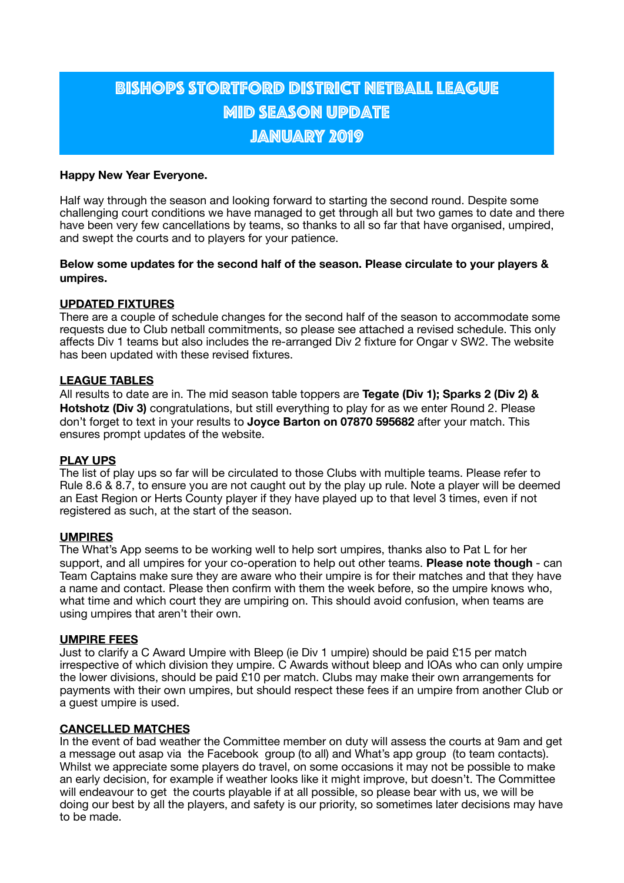# Bishops Stortford District Netball League
# Mid Season Update
# January 2019

**Happy New Year Everyone.**

Half way through the season and looking forward to starting the second round. Despite some challenging court conditions we have managed to get through all but two games to date and there have been very few cancellations by teams, so thanks to all so far that have organised, umpired, and swept the courts and to players for your patience.

**Below some updates for the second half of the season. Please circulate to your players & umpires.**

## UPDATED FIXTURES

There are a couple of schedule changes for the second half of the season to accommodate some requests due to Club netball commitments, so please see attached a revised schedule. This only affects Div 1 teams but also includes the re-arranged Div 2 fixture for Ongar v SW2. The website has been updated with these revised fixtures.

## LEAGUE TABLES

All results to date are in. The mid season table toppers are **Tegate (Div 1); Sparks 2 (Div 2) & Hotshotz (Div 3)** congratulations, but still everything to play for as we enter Round 2. Please don't forget to text in your results to **Joyce Barton on 07870 595682** after your match. This ensures prompt updates of the website.

## PLAY UPS

The list of play ups so far will be circulated to those Clubs with multiple teams. Please refer to Rule 8.6 & 8.7, to ensure you are not caught out by the play up rule. Note a player will be deemed an East Region or Herts County player if they have played up to that level 3 times, even if not registered as such, at the start of the season.

## UMPIRES

The What's App seems to be working well to help sort umpires, thanks also to Pat L for her support, and all umpires for your co-operation to help out other teams. **Please note though** - can Team Captains make sure they are aware who their umpire is for their matches and that they have a name and contact. Please then confirm with them the week before, so the umpire knows who, what time and which court they are umpiring on. This should avoid confusion, when teams are using umpires that aren't their own.

## UMPIRE FEES

Just to clarify a C Award Umpire with Bleep (ie Div 1 umpire) should be paid £15 per match irrespective of which division they umpire. C Awards without bleep and IOAs who can only umpire the lower divisions, should be paid £10 per match. Clubs may make their own arrangements for payments with their own umpires, but should respect these fees if an umpire from another Club or a guest umpire is used.

## CANCELLED MATCHES

In the event of bad weather the Committee member on duty will assess the courts at 9am and get a message out asap via the Facebook group (to all) and What's app group (to team contacts). Whilst we appreciate some players do travel, on some occasions it may not be possible to make an early decision, for example if weather looks like it might improve, but doesn't. The Committee will endeavour to get the courts playable if at all possible, so please bear with us, we will be doing our best by all the players, and safety is our priority, so sometimes later decisions may have to be made.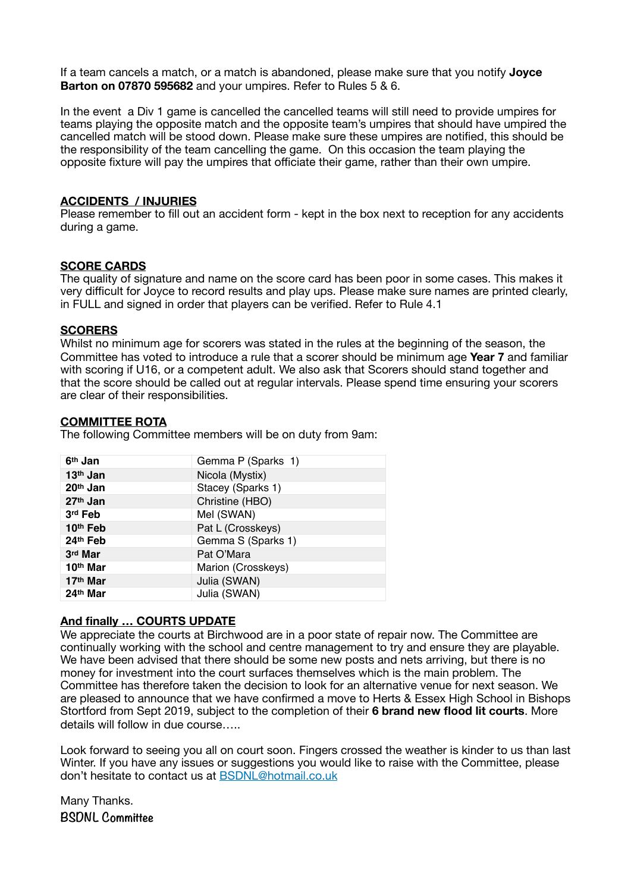If a team cancels a match, or a match is abandoned, please make sure that you notify **Joyce Barton on 07870 595682** and your umpires. Refer to Rules 5 & 6.

In the event a Div 1 game is cancelled the cancelled teams will still need to provide umpires for teams playing the opposite match and the opposite team's umpires that should have umpired the cancelled match will be stood down. Please make sure these umpires are notified, this should be the responsibility of the team cancelling the game. On this occasion the team playing the opposite fixture will pay the umpires that officiate their game, rather than their own umpire.

## ACCIDENTS / INJURIES

Please remember to fill out an accident form - kept in the box next to reception for any accidents during a game.

## SCORE CARDS

The quality of signature and name on the score card has been poor in some cases. This makes it very difficult for Joyce to record results and play ups. Please make sure names are printed clearly, in FULL and signed in order that players can be verified. Refer to Rule 4.1

## SCORERS

Whilst no minimum age for scorers was stated in the rules at the beginning of the season, the Committee has voted to introduce a rule that a scorer should be minimum age **Year 7** and familiar with scoring if U16, or a competent adult. We also ask that Scorers should stand together and that the score should be called out at regular intervals. Please spend time ensuring your scorers are clear of their responsibilities.

## COMMITTEE ROTA

The following Committee members will be on duty from 9am:

| | |
|---|---|
| **6th Jan** | Gemma P (Sparks 1) |
| **13th Jan** | Nicola (Mystix) |
| **20th Jan** | Stacey (Sparks 1) |
| **27th Jan** | Christine (HBO) |
| **3rd Feb** | Mel (SWAN) |
| **10th Feb** | Pat L (Crosskeys) |
| **24th Feb** | Gemma S (Sparks 1) |
| **3rd Mar** | Pat O'Mara |
| **10th Mar** | Marion (Crosskeys) |
| **17th Mar** | Julia (SWAN) |
| **24th Mar** | Julia (SWAN) |

## And finally … COURTS UPDATE

We appreciate the courts at Birchwood are in a poor state of repair now. The Committee are continually working with the school and centre management to try and ensure they are playable. We have been advised that there should be some new posts and nets arriving, but there is no money for investment into the court surfaces themselves which is the main problem. The Committee has therefore taken the decision to look for an alternative venue for next season. We are pleased to announce that we have confirmed a move to Herts & Essex High School in Bishops Stortford from Sept 2019, subject to the completion of their **6 brand new flood lit courts**. More details will follow in due course…..

Look forward to seeing you all on court soon. Fingers crossed the weather is kinder to us than last Winter. If you have any issues or suggestions you would like to raise with the Committee, please don't hesitate to contact us at BSDNL@hotmail.co.uk

Many Thanks.

**BSDNL Committee**